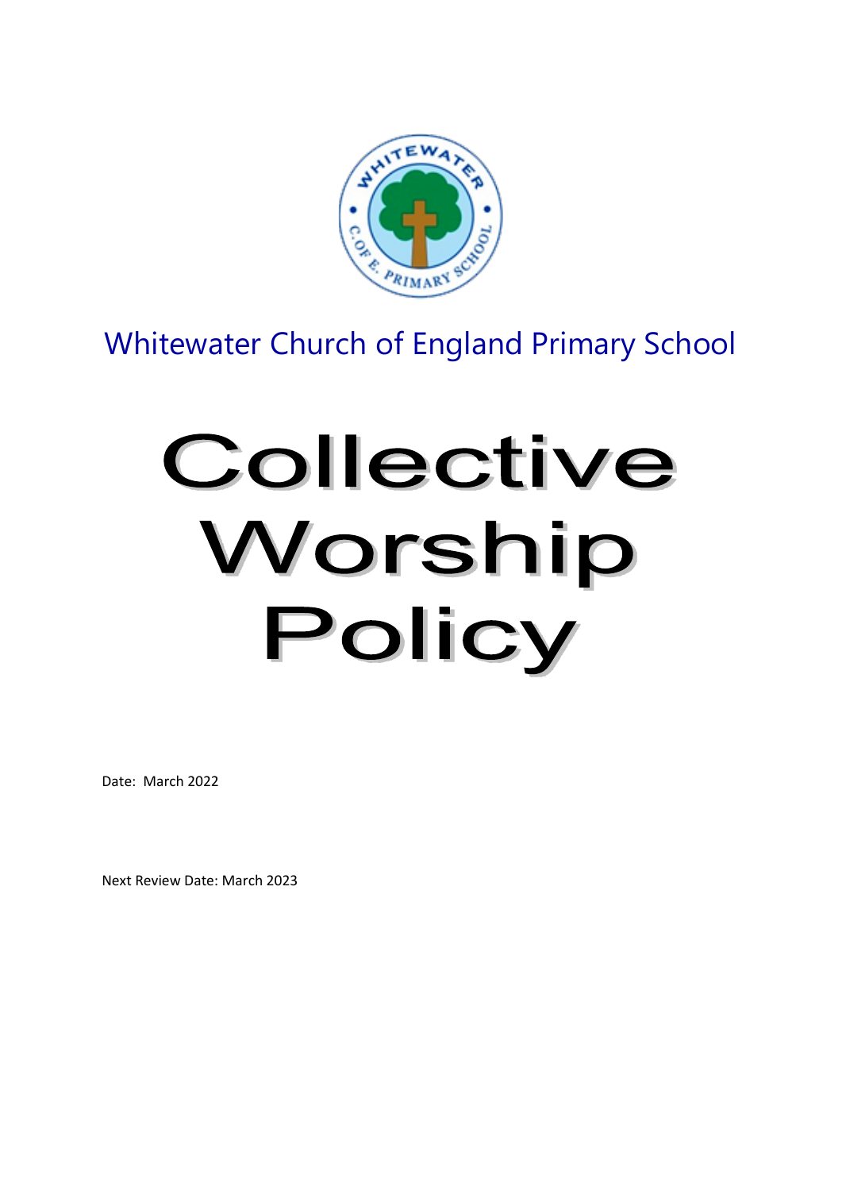Whitewater Church of England Primary School

# Collective Worship Policy

Date: March 2022

Next Review Date: March 2023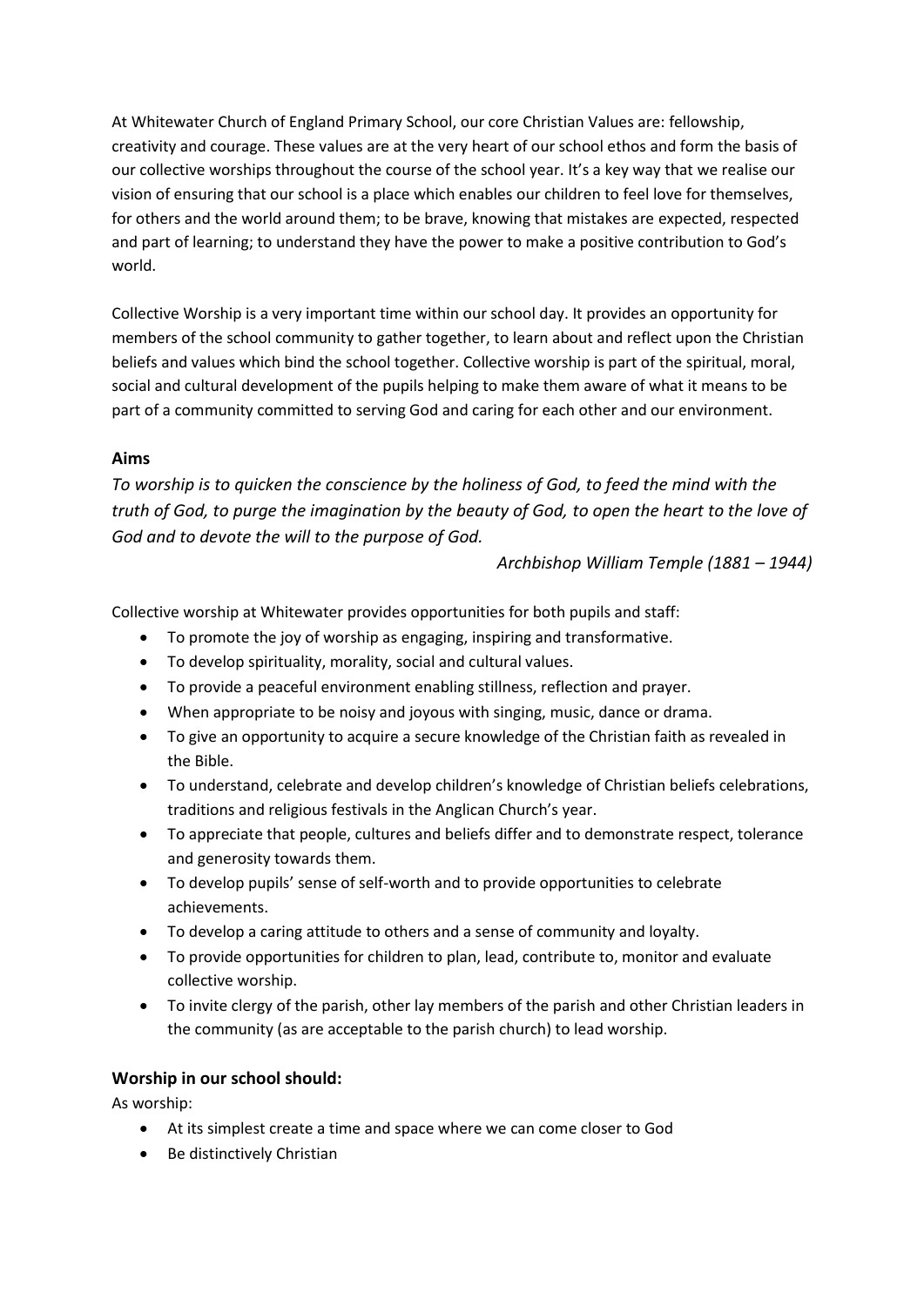At Whitewater Church of England Primary School, our core Christian Values are: fellowship, creativity and courage. These values are at the very heart of our school ethos and form the basis of our collective worships throughout the course of the school year. It's a key way that we realise our vision of ensuring that our school is a place which enables our children to feel love for themselves, for others and the world around them; to be brave, knowing that mistakes are expected, respected and part of learning; to understand they have the power to make a positive contribution to God's world.

Collective Worship is a very important time within our school day. It provides an opportunity for members of the school community to gather together, to learn about and reflect upon the Christian beliefs and values which bind the school together. Collective worship is part of the spiritual, moral, social and cultural development of the pupils helping to make them aware of what it means to be part of a community committed to serving God and caring for each other and our environment.

### Aims

*To worship is to quicken the conscience by the holiness of God, to feed the mind with the truth of God, to purge the imagination by the beauty of God, to open the heart to the love of God and to devote the will to the purpose of God.*

*Archbishop William Temple (1881 – 1944)*

Collective worship at Whitewater provides opportunities for both pupils and staff:

- To promote the joy of worship as engaging, inspiring and transformative.
- To develop spirituality, morality, social and cultural values.
- To provide a peaceful environment enabling stillness, reflection and prayer.
- When appropriate to be noisy and joyous with singing, music, dance or drama.
- To give an opportunity to acquire a secure knowledge of the Christian faith as revealed in the Bible.
- To understand, celebrate and develop children's knowledge of Christian beliefs celebrations, traditions and religious festivals in the Anglican Church's year.
- To appreciate that people, cultures and beliefs differ and to demonstrate respect, tolerance and generosity towards them.
- To develop pupils' sense of self-worth and to provide opportunities to celebrate achievements.
- To develop a caring attitude to others and a sense of community and loyalty.
- To provide opportunities for children to plan, lead, contribute to, monitor and evaluate collective worship.
- To invite clergy of the parish, other lay members of the parish and other Christian leaders in the community (as are acceptable to the parish church) to lead worship.

### Worship in our school should:

As worship:

- At its simplest create a time and space where we can come closer to God
- Be distinctively Christian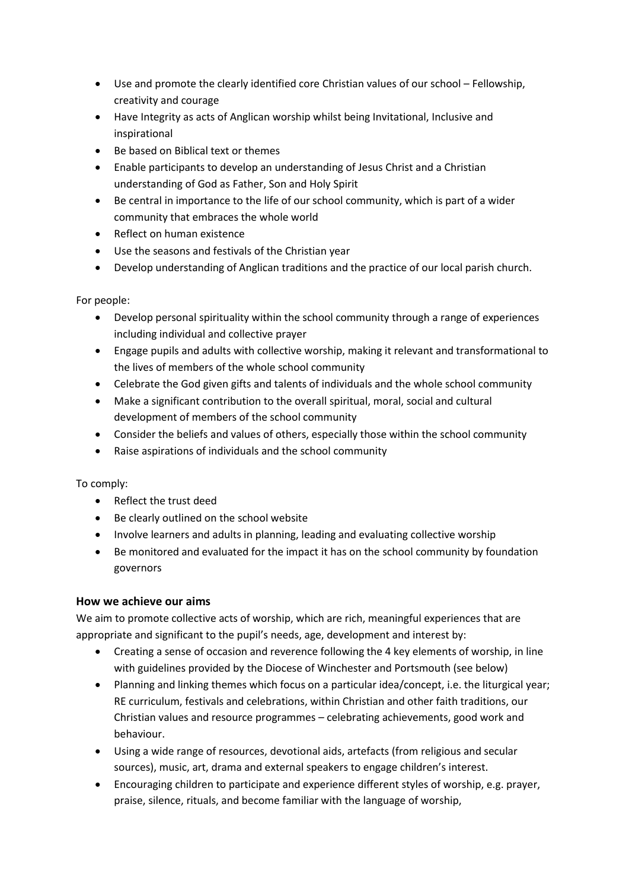- Use and promote the clearly identified core Christian values of our school – Fellowship, creativity and courage
- Have Integrity as acts of Anglican worship whilst being Invitational, Inclusive and inspirational
- Be based on Biblical text or themes
- Enable participants to develop an understanding of Jesus Christ and a Christian understanding of God as Father, Son and Holy Spirit
- Be central in importance to the life of our school community, which is part of a wider community that embraces the whole world
- Reflect on human existence
- Use the seasons and festivals of the Christian year
- Develop understanding of Anglican traditions and the practice of our local parish church.

For people:

- Develop personal spirituality within the school community through a range of experiences including individual and collective prayer
- Engage pupils and adults with collective worship, making it relevant and transformational to the lives of members of the whole school community
- Celebrate the God given gifts and talents of individuals and the whole school community
- Make a significant contribution to the overall spiritual, moral, social and cultural development of members of the school community
- Consider the beliefs and values of others, especially those within the school community
- Raise aspirations of individuals and the school community

To comply:

- Reflect the trust deed
- Be clearly outlined on the school website
- Involve learners and adults in planning, leading and evaluating collective worship
- Be monitored and evaluated for the impact it has on the school community by foundation governors

### How we achieve our aims

We aim to promote collective acts of worship, which are rich, meaningful experiences that are appropriate and significant to the pupil's needs, age, development and interest by:

- Creating a sense of occasion and reverence following the 4 key elements of worship, in line with guidelines provided by the Diocese of Winchester and Portsmouth (see below)
- Planning and linking themes which focus on a particular idea/concept, i.e. the liturgical year; RE curriculum, festivals and celebrations, within Christian and other faith traditions, our Christian values and resource programmes – celebrating achievements, good work and behaviour.
- Using a wide range of resources, devotional aids, artefacts (from religious and secular sources), music, art, drama and external speakers to engage children's interest.
- Encouraging children to participate and experience different styles of worship, e.g. prayer, praise, silence, rituals, and become familiar with the language of worship,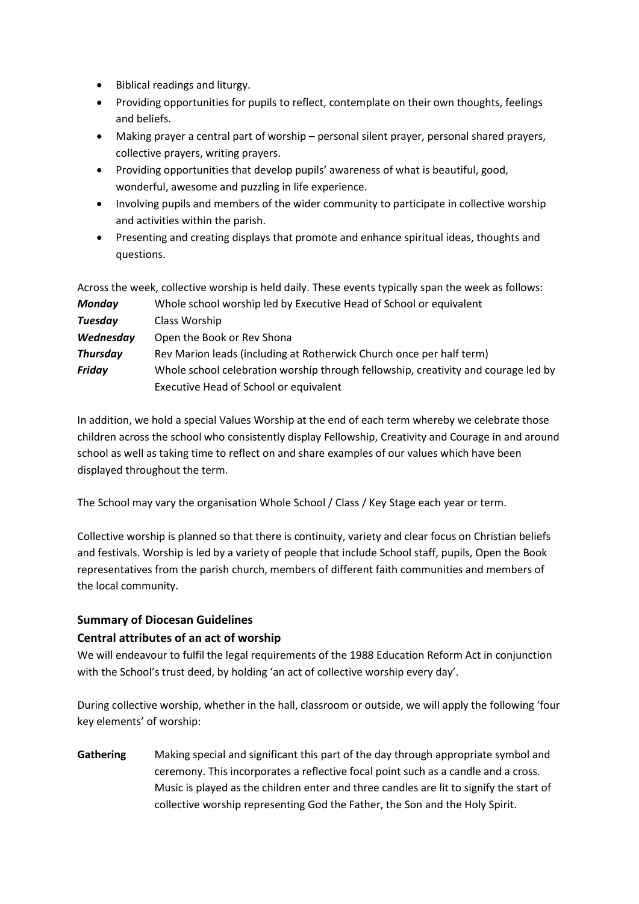- Biblical readings and liturgy.
- Providing opportunities for pupils to reflect, contemplate on their own thoughts, feelings and beliefs.
- Making prayer a central part of worship – personal silent prayer, personal shared prayers, collective prayers, writing prayers.
- Providing opportunities that develop pupils' awareness of what is beautiful, good, wonderful, awesome and puzzling in life experience.
- Involving pupils and members of the wider community to participate in collective worship and activities within the parish.
- Presenting and creating displays that promote and enhance spiritual ideas, thoughts and questions.

Across the week, collective worship is held daily. These events typically span the week as follows:

| | |
|---|---|
| ***Monday*** | Whole school worship led by Executive Head of School or equivalent |
| ***Tuesday*** | Class Worship |
| ***Wednesday*** | Open the Book or Rev Shona |
| ***Thursday*** | Rev Marion leads (including at Rotherwick Church once per half term) |
| ***Friday*** | Whole school celebration worship through fellowship, creativity and courage led by Executive Head of School or equivalent |

In addition, we hold a special Values Worship at the end of each term whereby we celebrate those children across the school who consistently display Fellowship, Creativity and Courage in and around school as well as taking time to reflect on and share examples of our values which have been displayed throughout the term.

The School may vary the organisation Whole School / Class / Key Stage each year or term.

Collective worship is planned so that there is continuity, variety and clear focus on Christian beliefs and festivals. Worship is led by a variety of people that include School staff, pupils, Open the Book representatives from the parish church, members of different faith communities and members of the local community.

### Summary of Diocesan Guidelines

### Central attributes of an act of worship

We will endeavour to fulfil the legal requirements of the 1988 Education Reform Act in conjunction with the School's trust deed, by holding 'an act of collective worship every day'.

During collective worship, whether in the hall, classroom or outside, we will apply the following 'four key elements' of worship:

**Gathering** Making special and significant this part of the day through appropriate symbol and ceremony. This incorporates a reflective focal point such as a candle and a cross. Music is played as the children enter and three candles are lit to signify the start of collective worship representing God the Father, the Son and the Holy Spirit.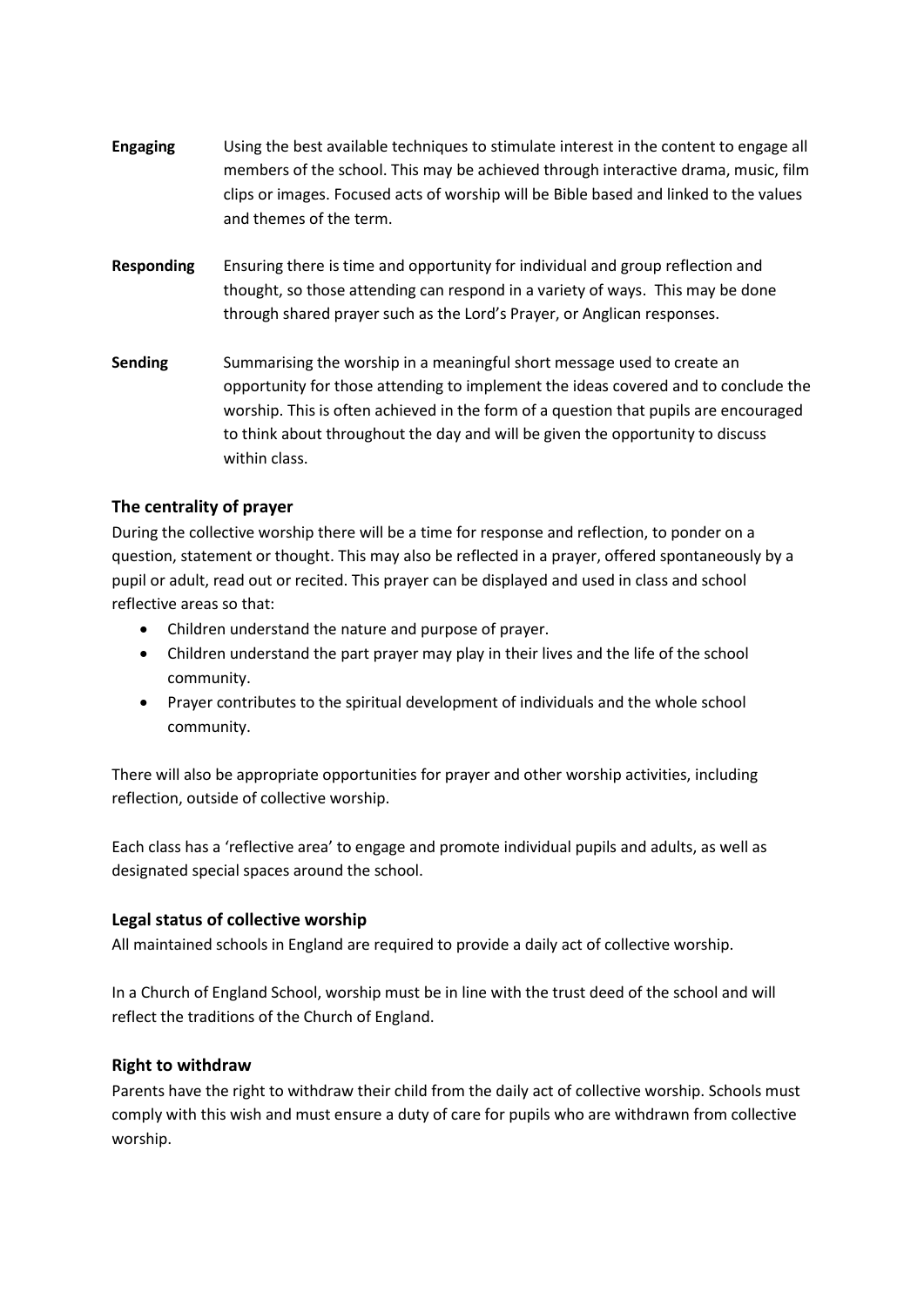**Engaging** Using the best available techniques to stimulate interest in the content to engage all members of the school. This may be achieved through interactive drama, music, film clips or images. Focused acts of worship will be Bible based and linked to the values and themes of the term.

**Responding** Ensuring there is time and opportunity for individual and group reflection and thought, so those attending can respond in a variety of ways. This may be done through shared prayer such as the Lord's Prayer, or Anglican responses.

**Sending** Summarising the worship in a meaningful short message used to create an opportunity for those attending to implement the ideas covered and to conclude the worship. This is often achieved in the form of a question that pupils are encouraged to think about throughout the day and will be given the opportunity to discuss within class.

### The centrality of prayer

During the collective worship there will be a time for response and reflection, to ponder on a question, statement or thought. This may also be reflected in a prayer, offered spontaneously by a pupil or adult, read out or recited. This prayer can be displayed and used in class and school reflective areas so that:

- Children understand the nature and purpose of prayer.
- Children understand the part prayer may play in their lives and the life of the school community.
- Prayer contributes to the spiritual development of individuals and the whole school community.

There will also be appropriate opportunities for prayer and other worship activities, including reflection, outside of collective worship.

Each class has a 'reflective area' to engage and promote individual pupils and adults, as well as designated special spaces around the school.

### Legal status of collective worship

All maintained schools in England are required to provide a daily act of collective worship.

In a Church of England School, worship must be in line with the trust deed of the school and will reflect the traditions of the Church of England.

### Right to withdraw

Parents have the right to withdraw their child from the daily act of collective worship. Schools must comply with this wish and must ensure a duty of care for pupils who are withdrawn from collective worship.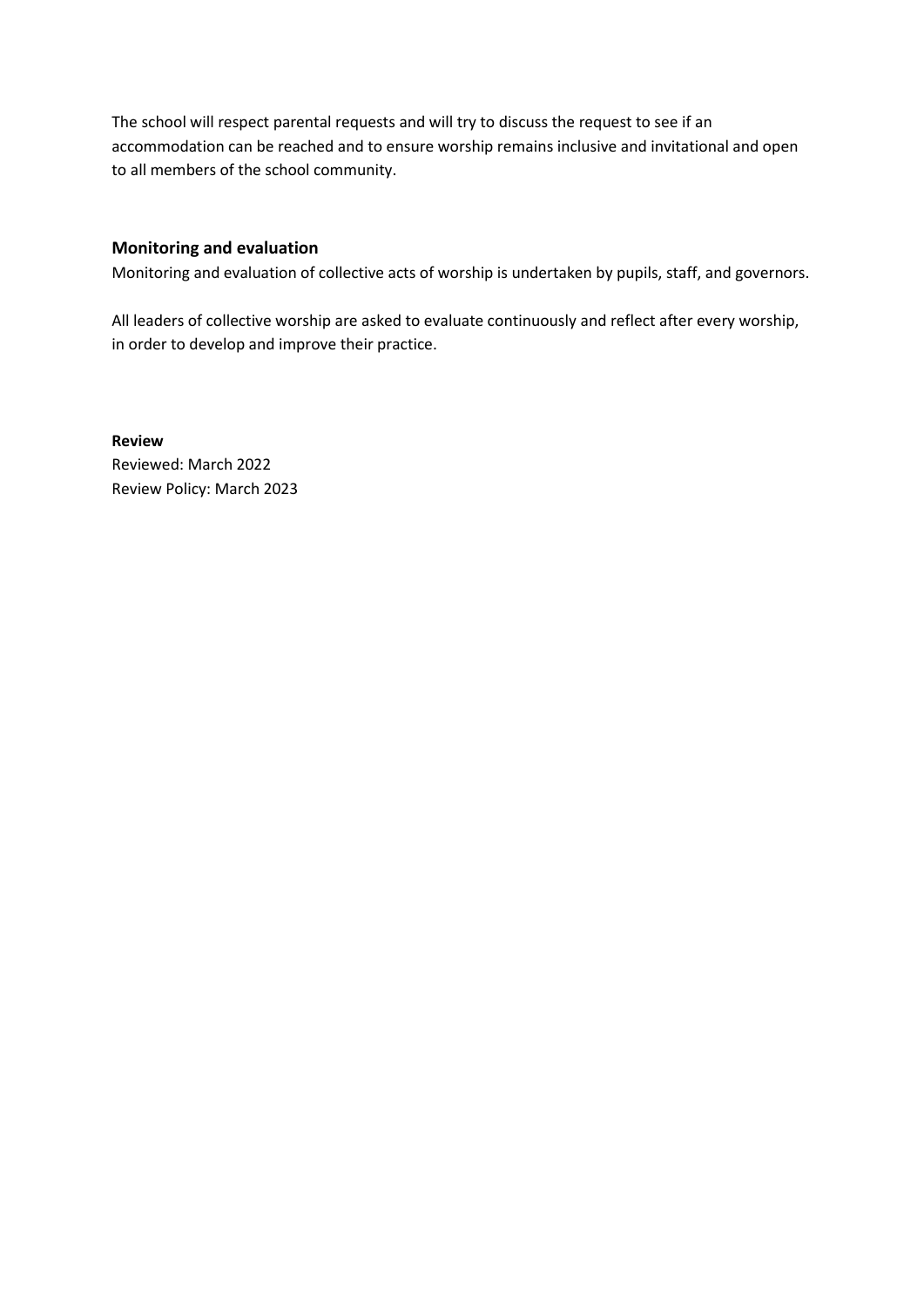The school will respect parental requests and will try to discuss the request to see if an accommodation can be reached and to ensure worship remains inclusive and invitational and open to all members of the school community.

## Monitoring and evaluation

Monitoring and evaluation of collective acts of worship is undertaken by pupils, staff, and governors.

All leaders of collective worship are asked to evaluate continuously and reflect after every worship, in order to develop and improve their practice.

**Review**

Reviewed: March 2022
Review Policy: March 2023